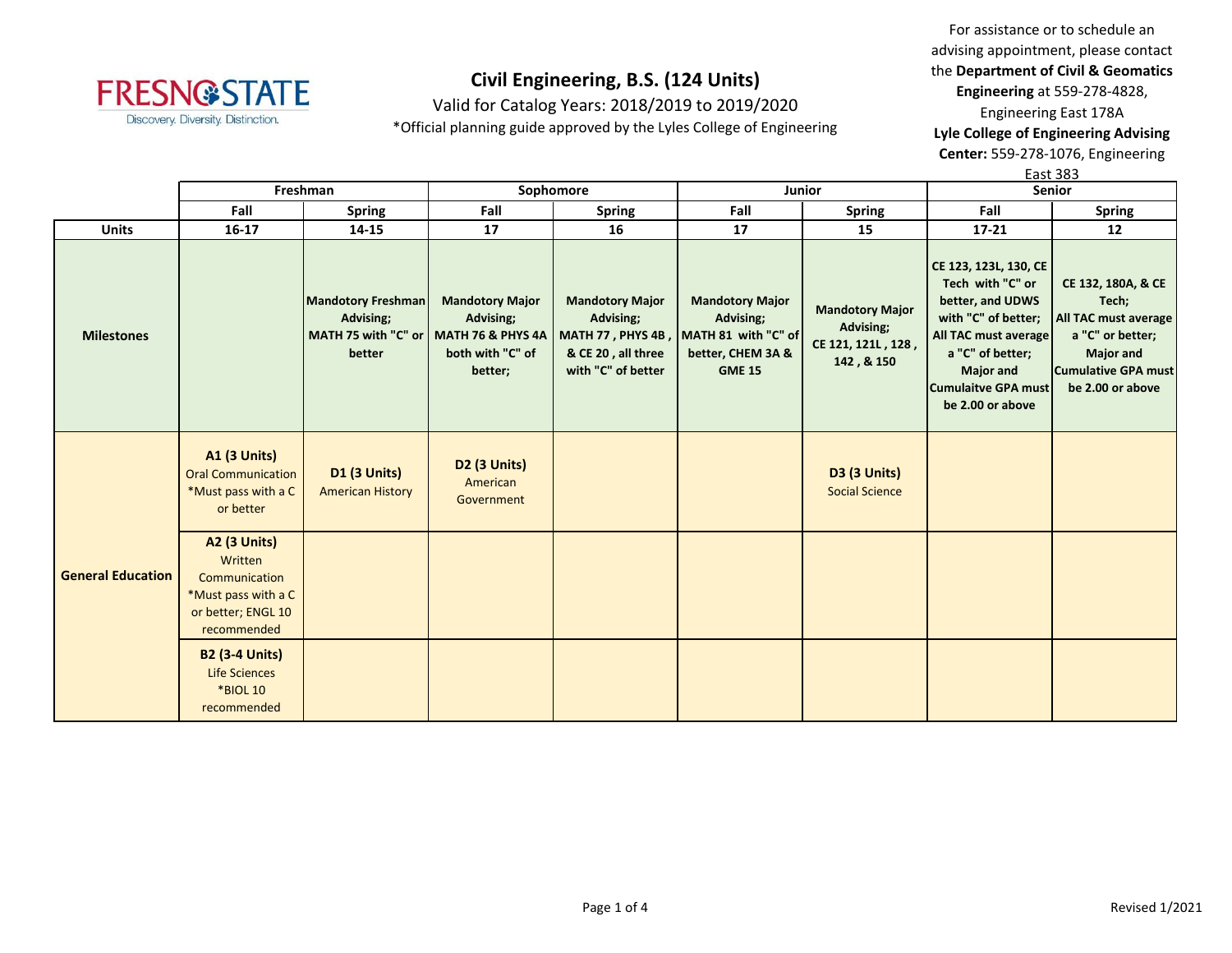# Civil Engineering, B.S. (124 Units)

Valid for Catalog Years: 2018/2019 to 2019/2020

*Official planning guide approved by the Lyles College of Engineering

For assistance or to schedule an advising appointment, please contact the **Department of Civil & Geomatics Engineering** at 559-278-4828, Engineering East 178A

**Lyle College of Engineering Advising Center:** 559-278-1076, Engineering East 383

| | Freshman | | Sophomore | | Junior | | Senior | |
|---|---|---|---|---|---|---|---|---|
| | Fall | Spring | Fall | Spring | Fall | Spring | Fall | Spring |
| **Units** | **16-17** | **14-15** | **17** | **16** | **17** | **15** | **17-21** | **12** |
| **Milestones** | | **Mandotory Freshman Advising; MATH 75 with "C" or better** | **Mandotory Major Advising; MATH 76 & PHYS 4A both with "C" of better;** | **Mandotory Major Advising; MATH 77 , PHYS 4B , & CE 20 , all three with "C" of better** | **Mandotory Major Advising; MATH 81 with "C" of better, CHEM 3A & GME 15** | **Mandotory Major Advising; CE 121, 121L , 128 , 142 , & 150** | **CE 123, 123L, 130, CE Tech with "C" or better, and UDWS with "C" of better; All TAC must average a "C" of better; Major and Cumulaitve GPA must be 2.00 or above** | **CE 132, 180A, & CE Tech; All TAC must average a "C" or better; Major and Cumulative GPA must be 2.00 or above** |
| **General Education** | **A1 (3 Units)** Oral Communication *Must pass with a C or better | **D1 (3 Units)** American History | **D2 (3 Units)** American Government | | | **D3 (3 Units)** Social Science | | |
| | **A2 (3 Units)** Written Communication *Must pass with a C or better; ENGL 10 recommended | | | | | | | |
| | **B2 (3-4 Units)** Life Sciences *BIOL 10 recommended | | | | | | | |

Revised 1/2021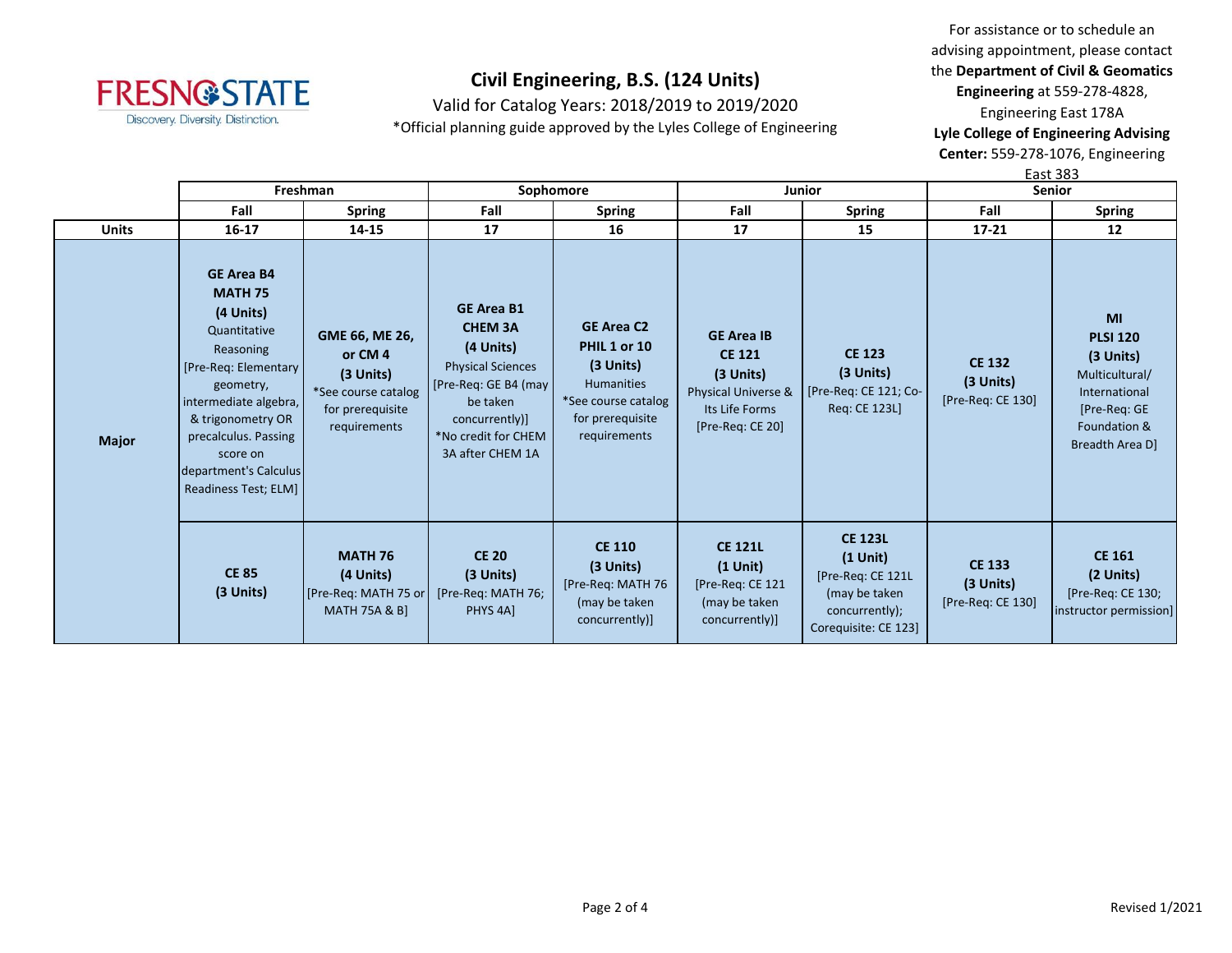# Civil Engineering, B.S. (124 Units)

Valid for Catalog Years: 2018/2019 to 2019/2020

*Official planning guide approved by the Lyles College of Engineering

For assistance or to schedule an advising appointment, please contact the **Department of Civil & Geomatics Engineering** at 559-278-4828, Engineering East 178A
**Lyle College of Engineering Advising Center:** 559-278-1076, Engineering East 383

| | Freshman | | Sophomore | | Junior | | Senior | |
|---|---|---|---|---|---|---|---|---|
| | Fall | Spring | Fall | Spring | Fall | Spring | Fall | Spring |
| **Units** | 16-17 | 14-15 | 17 | 16 | 17 | 15 | 17-21 | 12 |
| **Major** | **GE Area B4 MATH 75 (4 Units)** Quantitative Reasoning [Pre-Req: Elementary geometry, intermediate algebra, & trigonometry OR precalculus. Passing score on department's Calculus Readiness Test; ELM] | **GME 66, ME 26, or CM 4 (3 Units)** *See course catalog for prerequisite requirements | **GE Area B1 CHEM 3A (4 Units)** Physical Sciences [Pre-Req: GE B4 (may be taken concurrently)] *No credit for CHEM 3A after CHEM 1A | **GE Area C2 PHIL 1 or 10 (3 Units)** Humanities *See course catalog for prerequisite requirements | **GE Area IB CE 121 (3 Units)** Physical Universe & Its Life Forms [Pre-Req: CE 20] | **CE 123 (3 Units)** [Pre-Req: CE 121; Co-Req: CE 123L] | **CE 132 (3 Units)** [Pre-Req: CE 130] | **MI PLSI 120 (3 Units)** Multicultural/ International [Pre-Req: GE Foundation & Breadth Area D] |
| | **CE 85 (3 Units)** | **MATH 76 (4 Units)** [Pre-Req: MATH 75 or MATH 75A & B] | **CE 20 (3 Units)** [Pre-Req: MATH 76; PHYS 4A] | **CE 110 (3 Units)** [Pre-Req: MATH 76 (may be taken concurrently)] | **CE 121L (1 Unit)** [Pre-Req: CE 121 (may be taken concurrently)] | **CE 123L (1 Unit)** [Pre-Req: CE 121L (may be taken concurrently); Corequisite: CE 123] | **CE 133 (3 Units)** [Pre-Req: CE 130] | **CE 161 (2 Units)** [Pre-Req: CE 130; instructor permission] |

Revised 1/2021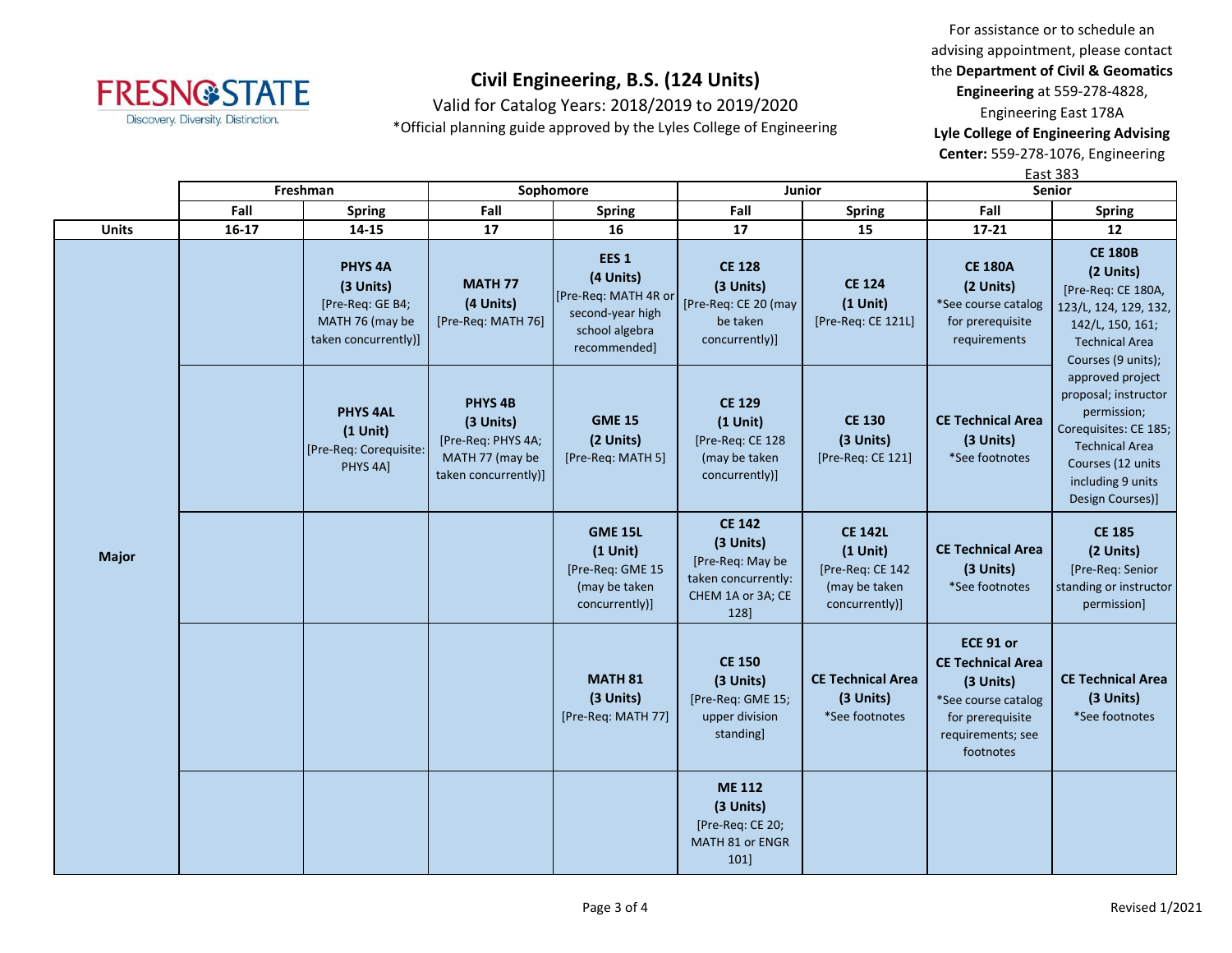# Civil Engineering, B.S. (124 Units)

Valid for Catalog Years: 2018/2019 to 2019/2020

*Official planning guide approved by the Lyles College of Engineering

For assistance or to schedule an advising appointment, please contact the **Department of Civil & Geomatics Engineering** at 559-278-4828, Engineering East 178A

**Lyle College of Engineering Advising Center:** 559-278-1076, Engineering East 383

| | Freshman | | Sophomore | | Junior | | Senior | |
|---|---|---|---|---|---|---|---|---|
| | Fall | Spring | Fall | Spring | Fall | Spring | Fall | Spring |
| **Units** | 16-17 | 14-15 | 17 | 16 | 17 | 15 | 17-21 | 12 |
| **Major** | | **PHYS 4A (3 Units)** [Pre-Req: GE B4; MATH 76 (may be taken concurrently)] | **MATH 77 (4 Units)** [Pre-Req: MATH 76] | **EES 1 (4 Units)** [Pre-Req: MATH 4R or second-year high school algebra recommended] | **CE 128 (3 Units)** [Pre-Req: CE 20 (may be taken concurrently)] | **CE 124 (1 Unit)** [Pre-Req: CE 121L] | **CE 180A (2 Units)** *See course catalog for prerequisite requirements | **CE 180B (2 Units)** [Pre-Req: CE 180A, 123/L, 124, 129, 132, 142/L, 150, 161; Technical Area Courses (9 units); approved project proposal; instructor permission; Corequisites: CE 185; Technical Area Courses (12 units including 9 units Design Courses)] |
| | | **PHYS 4AL (1 Unit)** [Pre-Req: Corequisite: PHYS 4A] | **PHYS 4B (3 Units)** [Pre-Req: PHYS 4A; MATH 77 (may be taken concurrently)] | **GME 15 (2 Units)** [Pre-Req: MATH 5] | **CE 129 (1 Unit)** [Pre-Req: CE 128 (may be taken concurrently)] | **CE 130 (3 Units)** [Pre-Req: CE 121] | **CE Technical Area (3 Units)** *See footnotes | |
| | | | | **GME 15L (1 Unit)** [Pre-Req: GME 15 (may be taken concurrently)] | **CE 142 (3 Units)** [Pre-Req: May be taken concurrently: CHEM 1A or 3A; CE 128] | **CE 142L (1 Unit)** [Pre-Req: CE 142 (may be taken concurrently)] | **CE Technical Area (3 Units)** *See footnotes | **CE 185 (2 Units)** [Pre-Req: Senior standing or instructor permission] |
| | | | | **MATH 81 (3 Units)** [Pre-Req: MATH 77] | **CE 150 (3 Units)** [Pre-Req: GME 15; upper division standing] | **CE Technical Area (3 Units)** *See footnotes | **ECE 91 or CE Technical Area (3 Units)** *See course catalog for prerequisite requirements; see footnotes | **CE Technical Area (3 Units)** *See footnotes |
| | | | | | **ME 112 (3 Units)** [Pre-Req: CE 20; MATH 81 or ENGR 101] | | | |

Revised 1/2021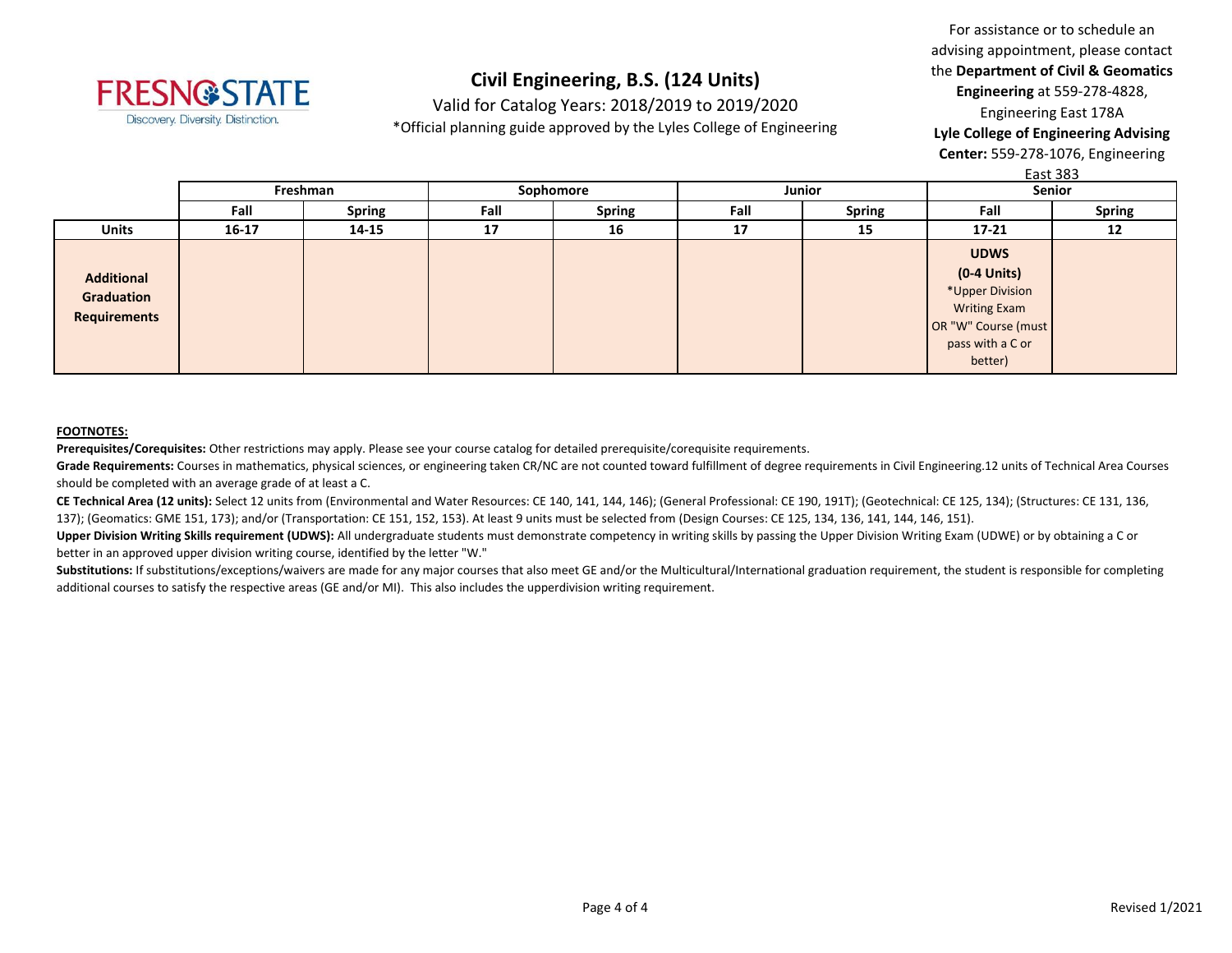# Civil Engineering, B.S. (124 Units)

Valid for Catalog Years: 2018/2019 to 2019/2020

*Official planning guide approved by the Lyles College of Engineering

For assistance or to schedule an advising appointment, please contact the **Department of Civil & Geomatics Engineering** at 559-278-4828, Engineering East 178A
**Lyle College of Engineering Advising Center:** 559-278-1076, Engineering East 383

| | Freshman | | Sophomore | | Junior | | Senior | |
|---|---|---|---|---|---|---|---|---|
| | **Fall** | **Spring** | **Fall** | **Spring** | **Fall** | **Spring** | **Fall** | **Spring** |
| **Units** | **16-17** | **14-15** | **17** | **16** | **17** | **15** | **17-21** | **12** |
| **Additional Graduation Requirements** | | | | | | | **UDWS (0-4 Units)** *Upper Division Writing Exam OR "W" Course (must pass with a C or better) | |

**FOOTNOTES:**

**Prerequisites/Corequisites:** Other restrictions may apply. Please see your course catalog for detailed prerequisite/corequisite requirements.

**Grade Requirements:** Courses in mathematics, physical sciences, or engineering taken CR/NC are not counted toward fulfillment of degree requirements in Civil Engineering.12 units of Technical Area Courses should be completed with an average grade of at least a C.

**CE Technical Area (12 units):** Select 12 units from (Environmental and Water Resources: CE 140, 141, 144, 146); (General Professional: CE 190, 191T); (Geotechnical: CE 125, 134); (Structures: CE 131, 136, 137); (Geomatics: GME 151, 173); and/or (Transportation: CE 151, 152, 153). At least 9 units must be selected from (Design Courses: CE 125, 134, 136, 141, 144, 146, 151).

**Upper Division Writing Skills requirement (UDWS):** All undergraduate students must demonstrate competency in writing skills by passing the Upper Division Writing Exam (UDWE) or by obtaining a C or better in an approved upper division writing course, identified by the letter "W."

**Substitutions:** If substitutions/exceptions/waivers are made for any major courses that also meet GE and/or the Multicultural/International graduation requirement, the student is responsible for completing additional courses to satisfy the respective areas (GE and/or MI). This also includes the upperdivision writing requirement.

Revised 1/2021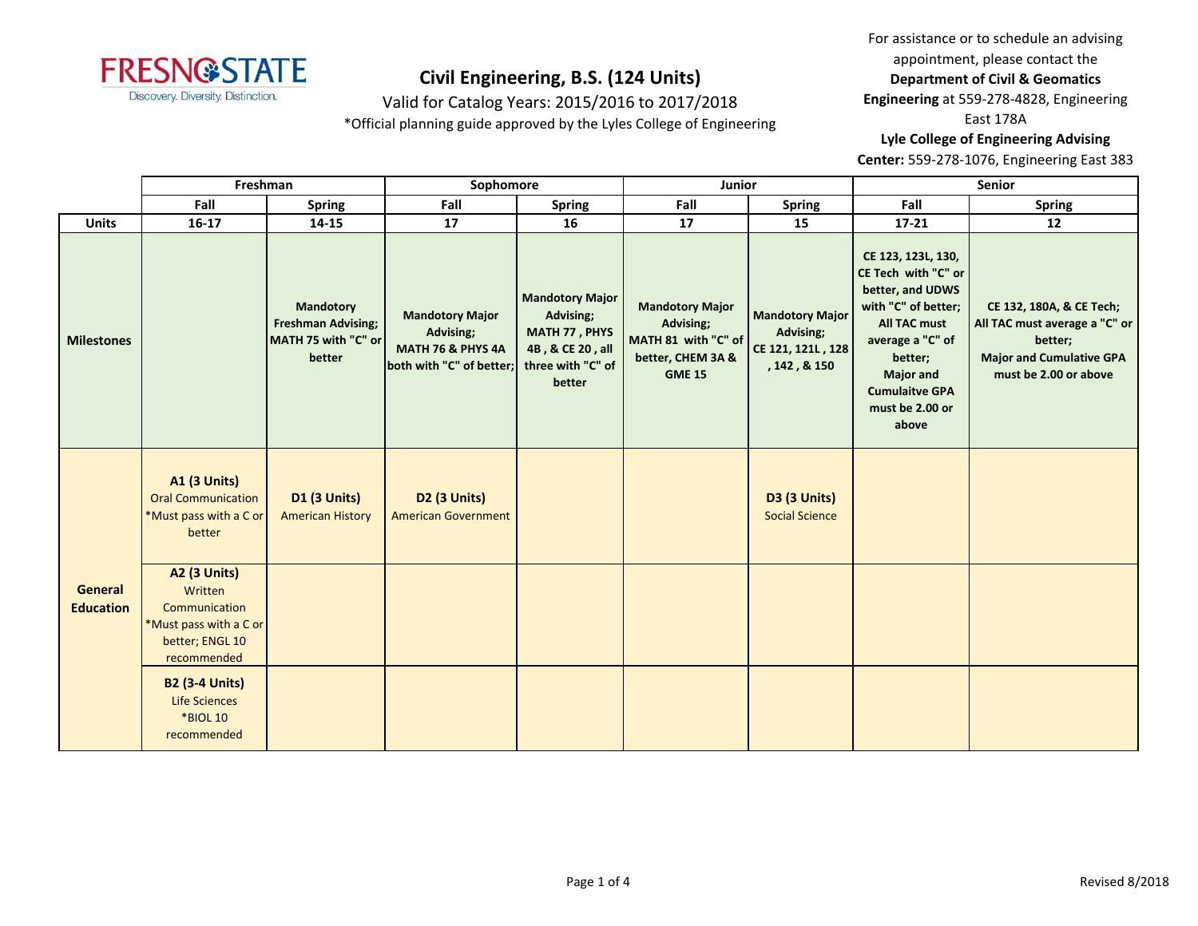# Civil Engineering, B.S. (124 Units)

Valid for Catalog Years: 2015/2016 to 2017/2018

*Official planning guide approved by the Lyles College of Engineering

For assistance or to schedule an advising appointment, please contact the **Department of Civil & Geomatics Engineering** at 559-278-4828, Engineering East 178A

**Lyle College of Engineering Advising Center:** 559-278-1076, Engineering East 383

| | Freshman | | Sophomore | | Junior | | Senior | |
|---|---|---|---|---|---|---|---|---|
| | **Fall** | **Spring** | **Fall** | **Spring** | **Fall** | **Spring** | **Fall** | **Spring** |
| **Units** | **16-17** | **14-15** | **17** | **16** | **17** | **15** | **17-21** | **12** |
| **Milestones** | | **Mandotory Freshman Advising; MATH 75 with "C" or better** | **Mandotory Major Advising; MATH 76 & PHYS 4A both with "C" of better;** | **Mandotory Major Advising; MATH 77 , PHYS 4B , & CE 20 , all three with "C" of better** | **Mandotory Major Advising; MATH 81 with "C" of better, CHEM 3A & GME 15** | **Mandotory Major Advising; CE 121, 121L , 128 , 142 , & 150** | **CE 123, 123L, 130, CE Tech with "C" or better, and UDWS with "C" of better; All TAC must average a "C" of better; Major and Cumulaitve GPA must be 2.00 or above** | **CE 132, 180A, & CE Tech; All TAC must average a "C" or better; Major and Cumulative GPA must be 2.00 or above** |
| **General Education** | **A1 (3 Units)** Oral Communication *Must pass with a C or better | **D1 (3 Units)** American History | **D2 (3 Units)** American Government | | | **D3 (3 Units)** Social Science | | |
| | **A2 (3 Units)** Written Communication *Must pass with a C or better; ENGL 10 recommended | | | | | | | |
| | **B2 (3-4 Units)** Life Sciences *BIOL 10 recommended | | | | | | | |

Revised 8/2018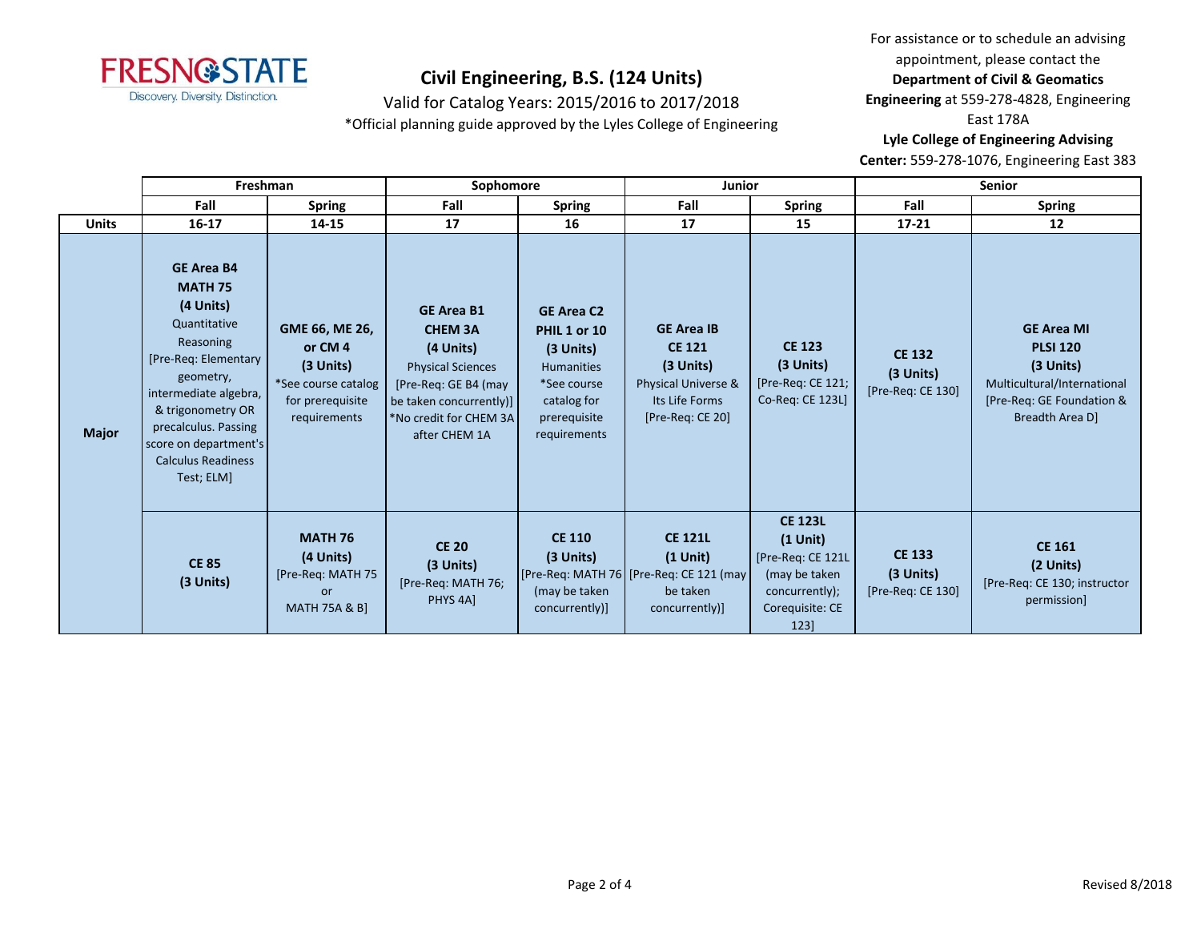# Civil Engineering, B.S. (124 Units)

Valid for Catalog Years: 2015/2016 to 2017/2018

*Official planning guide approved by the Lyles College of Engineering

For assistance or to schedule an advising appointment, please contact the **Department of Civil & Geomatics Engineering** at 559-278-4828, Engineering East 178A

**Lyle College of Engineering Advising Center:** 559-278-1076, Engineering East 383

| | Freshman | | Sophomore | | Junior | | Senior | |
|---|---|---|---|---|---|---|---|---|
| | **Fall** | **Spring** | **Fall** | **Spring** | **Fall** | **Spring** | **Fall** | **Spring** |
| **Units** | **16-17** | **14-15** | **17** | **16** | **17** | **15** | **17-21** | **12** |
| **Major** | **GE Area B4 MATH 75 (4 Units)** Quantitative Reasoning [Pre-Req: Elementary geometry, intermediate algebra, & trigonometry OR precalculus. Passing score on department's Calculus Readiness Test; ELM] | **GME 66, ME 26, or CM 4 (3 Units)** *See course catalog for prerequisite requirements | **GE Area B1 CHEM 3A (4 Units)** Physical Sciences [Pre-Req: GE B4 (may be taken concurrently)] *No credit for CHEM 3A after CHEM 1A | **GE Area C2 PHIL 1 or 10 (3 Units)** Humanities *See course catalog for prerequisite requirements | **GE Area IB CE 121 (3 Units)** Physical Universe & Its Life Forms [Pre-Req: CE 20] | **CE 123 (3 Units)** [Pre-Req: CE 121; Co-Req: CE 123L] | **CE 132 (3 Units)** [Pre-Req: CE 130] | **GE Area MI PLSI 120 (3 Units)** Multicultural/International [Pre-Req: GE Foundation & Breadth Area D] |
| | **CE 85 (3 Units)** | **MATH 76 (4 Units)** [Pre-Req: MATH 75 or MATH 75A & B] | **CE 20 (3 Units)** [Pre-Req: MATH 76; PHYS 4A] | **CE 110 (3 Units)** [Pre-Req: MATH 76 (may be taken concurrently)] | **CE 121L (1 Unit)** [Pre-Req: CE 121 (may be taken concurrently)] | **CE 123L (1 Unit)** [Pre-Req: CE 121L (may be taken concurrently); Corequisite: CE 123] | **CE 133 (3 Units)** [Pre-Req: CE 130] | **CE 161 (2 Units)** [Pre-Req: CE 130; instructor permission] |

Revised 8/2018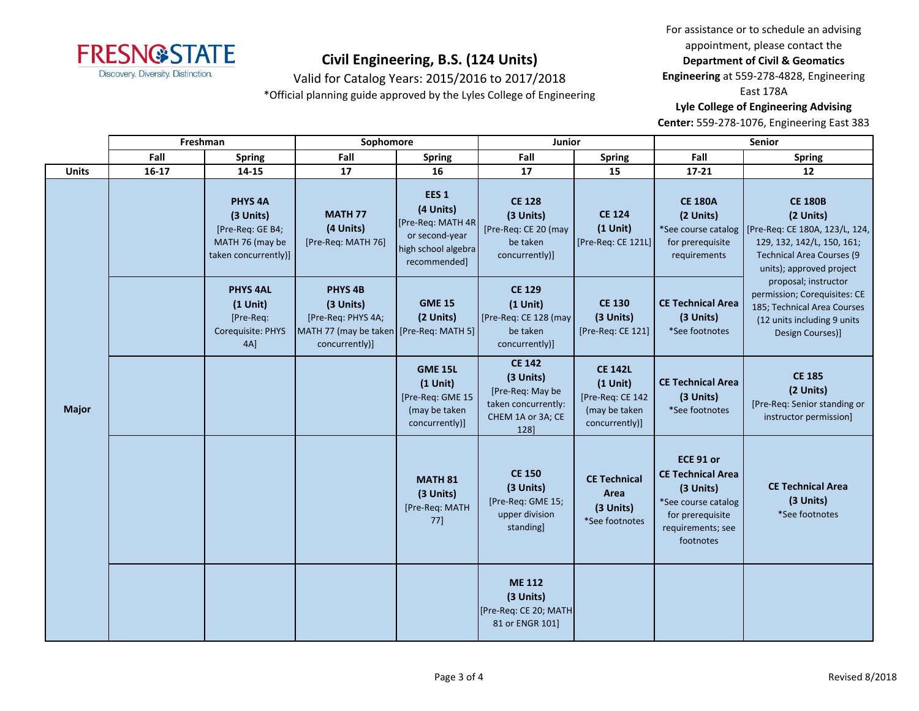**Civil Engineering, B.S. (124 Units)**

Valid for Catalog Years: 2015/2016 to 2017/2018

*Official planning guide approved by the Lyles College of Engineering

For assistance or to schedule an advising appointment, please contact the **Department of Civil & Geomatics Engineering** at 559-278-4828, Engineering East 178A

**Lyle College of Engineering Advising Center:** 559-278-1076, Engineering East 383

| | Freshman | | Sophomore | | Junior | | Senior | |
|---|---|---|---|---|---|---|---|---|
| | Fall | Spring | Fall | Spring | Fall | Spring | Fall | Spring |
| **Units** | 16-17 | 14-15 | 17 | 16 | 17 | 15 | 17-21 | 12 |
| **Major** | | **PHYS 4A** **(3 Units)** [Pre-Req: GE B4; MATH 76 (may be taken concurrently)] | **MATH 77** **(4 Units)** [Pre-Req: MATH 76] | **EES 1** **(4 Units)** [Pre-Req: MATH 4R or second-year high school algebra recommended] | **CE 128** **(3 Units)** [Pre-Req: CE 20 (may be taken concurrently)] | **CE 124** **(1 Unit)** [Pre-Req: CE 121L] | **CE 180A** **(2 Units)** *See course catalog for prerequisite requirements | **CE 180B** **(2 Units)** [Pre-Req: CE 180A, 123/L, 124, 129, 132, 142/L, 150, 161; Technical Area Courses (9 units); approved project proposal; instructor permission; Corequisites: CE 185; Technical Area Courses (12 units including 9 units Design Courses)] |
| | | **PHYS 4AL** **(1 Unit)** [Pre-Req: Corequisite: PHYS 4A] | **PHYS 4B** **(3 Units)** [Pre-Req: PHYS 4A; MATH 77 (may be taken concurrently)] | **GME 15** **(2 Units)** [Pre-Req: MATH 5] | **CE 129** **(1 Unit)** [Pre-Req: CE 128 (may be taken concurrently)] | **CE 130** **(3 Units)** [Pre-Req: CE 121] | **CE Technical Area** **(3 Units)** *See footnotes | |
| | | | | **GME 15L** **(1 Unit)** [Pre-Req: GME 15 (may be taken concurrently)] | **CE 142** **(3 Units)** [Pre-Req: May be taken concurrently: CHEM 1A or 3A; CE 128] | **CE 142L** **(1 Unit)** [Pre-Req: CE 142 (may be taken concurrently)] | **CE Technical Area** **(3 Units)** *See footnotes | **CE 185** **(2 Units)** [Pre-Req: Senior standing or instructor permission] |
| | | | | **MATH 81** **(3 Units)** [Pre-Req: MATH 77] | **CE 150** **(3 Units)** [Pre-Req: GME 15; upper division standing] | **CE Technical Area** **(3 Units)** *See footnotes | **ECE 91 or CE Technical Area** **(3 Units)** *See course catalog for prerequisite requirements; see footnotes | **CE Technical Area** **(3 Units)** *See footnotes |
| | | | | | **ME 112** **(3 Units)** [Pre-Req: CE 20; MATH 81 or ENGR 101] | | | |

Revised 8/2018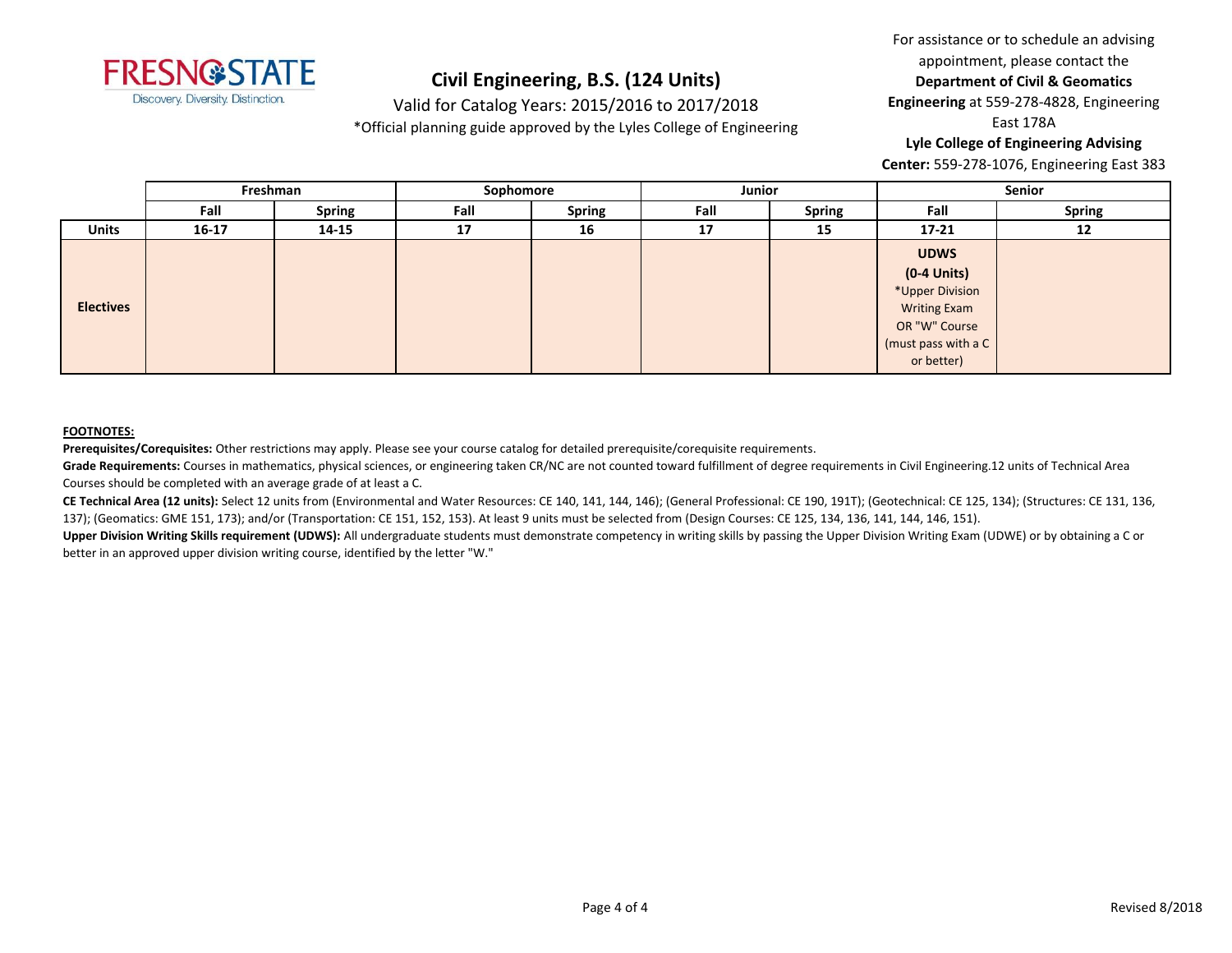# Civil Engineering, B.S. (124 Units)

Valid for Catalog Years: 2015/2016 to 2017/2018

*Official planning guide approved by the Lyles College of Engineering

For assistance or to schedule an advising appointment, please contact the **Department of Civil & Geomatics Engineering** at 559-278-4828, Engineering East 178A

**Lyle College of Engineering Advising Center:** 559-278-1076, Engineering East 383

| | Freshman | | Sophomore | | Junior | | Senior | |
|---|---|---|---|---|---|---|---|---|
| | **Fall** | **Spring** | **Fall** | **Spring** | **Fall** | **Spring** | **Fall** | **Spring** |
| **Units** | **16-17** | **14-15** | **17** | **16** | **17** | **15** | **17-21** | **12** |
| **Electives** | | | | | | | **UDWS (0-4 Units)** *Upper Division Writing Exam OR "W" Course (must pass with a C or better) | |

**FOOTNOTES:**

**Prerequisites/Corequisites:** Other restrictions may apply. Please see your course catalog for detailed prerequisite/corequisite requirements.

**Grade Requirements:** Courses in mathematics, physical sciences, or engineering taken CR/NC are not counted toward fulfillment of degree requirements in Civil Engineering.12 units of Technical Area Courses should be completed with an average grade of at least a C.

**CE Technical Area (12 units):** Select 12 units from (Environmental and Water Resources: CE 140, 141, 144, 146); (General Professional: CE 190, 191T); (Geotechnical: CE 125, 134); (Structures: CE 131, 136, 137); (Geomatics: GME 151, 173); and/or (Transportation: CE 151, 152, 153). At least 9 units must be selected from (Design Courses: CE 125, 134, 136, 141, 144, 146, 151).

**Upper Division Writing Skills requirement (UDWS):** All undergraduate students must demonstrate competency in writing skills by passing the Upper Division Writing Exam (UDWE) or by obtaining a C or better in an approved upper division writing course, identified by the letter "W."

Revised 8/2018